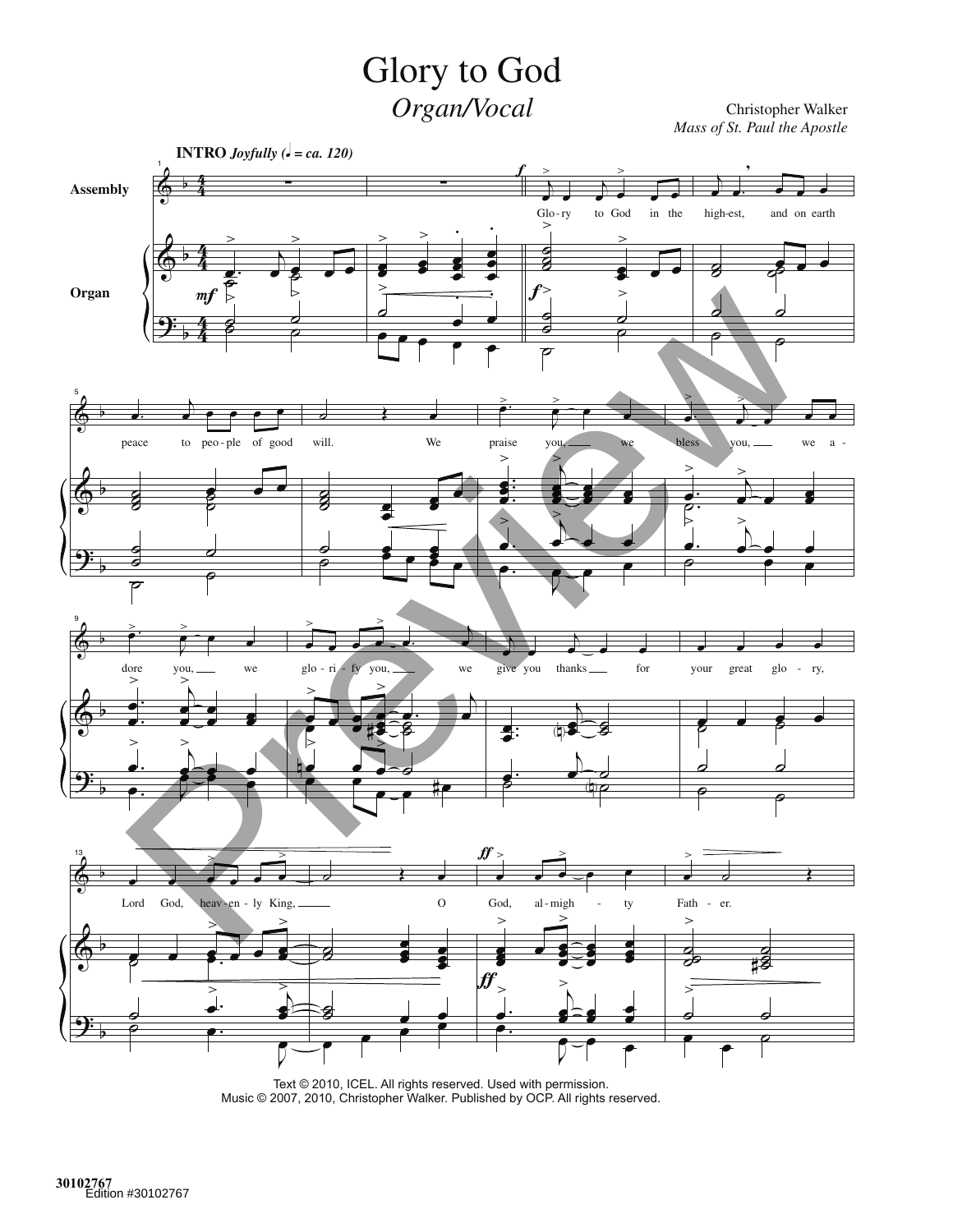# Glory to God

*Organ/Vocal*

Christopher Walker
*Mass of St. Paul the Apostle*

**INTRO** *Joyfully* (♩ = ca. 120)

Assembly

Organ

Glo-ry to God in the high-est, and on earth peace to peo-ple of good will. We praise you, we bless you, we a-dore you, we glo-ri-fy you, we give you thanks for your great glo-ry, Lord God, heav-en-ly King, O God, al-migh-ty Fath-er.

Text © 2010, ICEL. All rights reserved. Used with permission.
Music © 2007, 2010, Christopher Walker. Published by OCP. All rights reserved.

30102767
Edition #30102767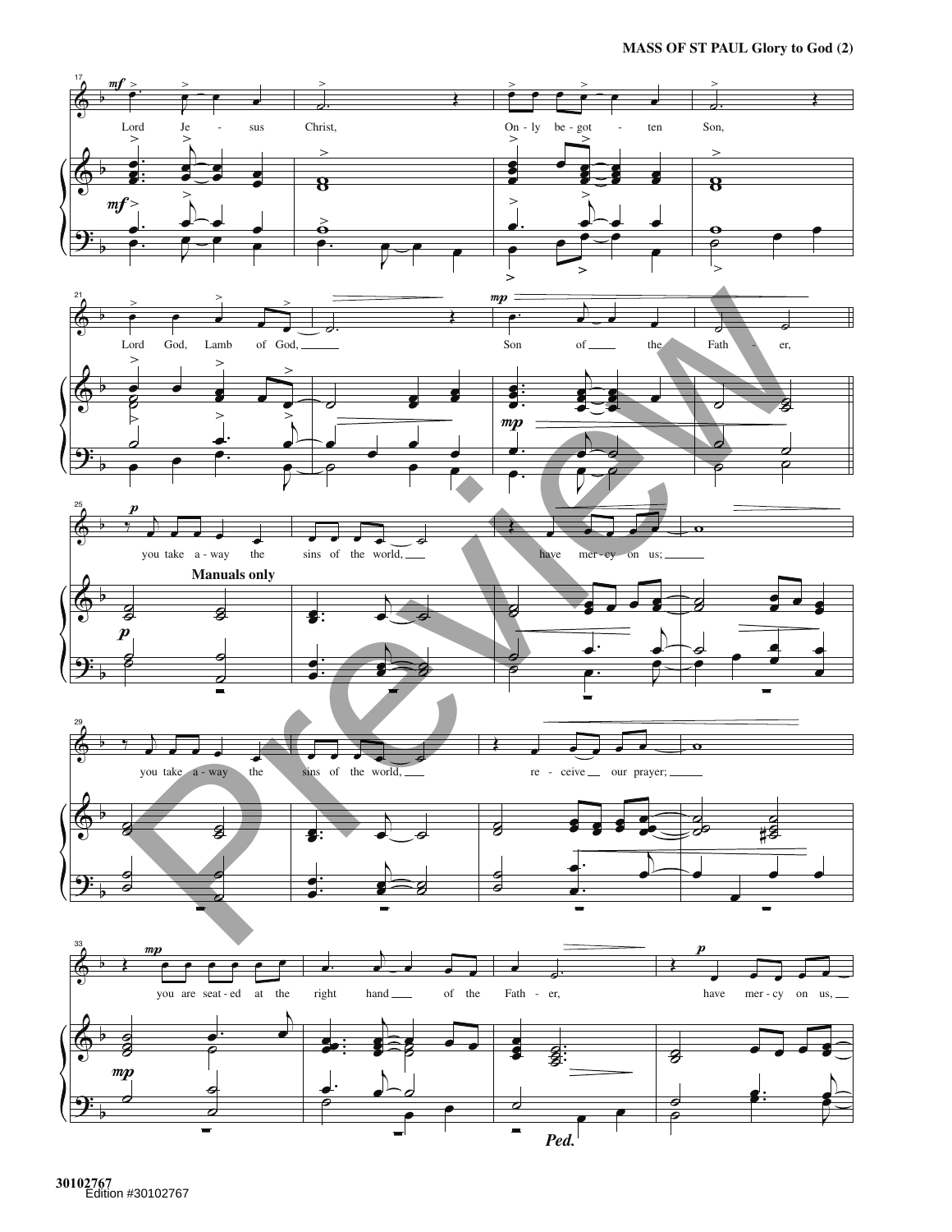**MASS OF ST PAUL Glory to God (2)**

Lord Jesus Christ, Only begotten Son,

Lord God, Lamb of God, Son of the Father,

you take away the sins of the world, have mercy on us;

**Manuals only**

you take away the sins of the world, receive our prayer;

you are seated at the right hand of the Father, have mercy on us,

*Ped.*

Preview

Edition #30102767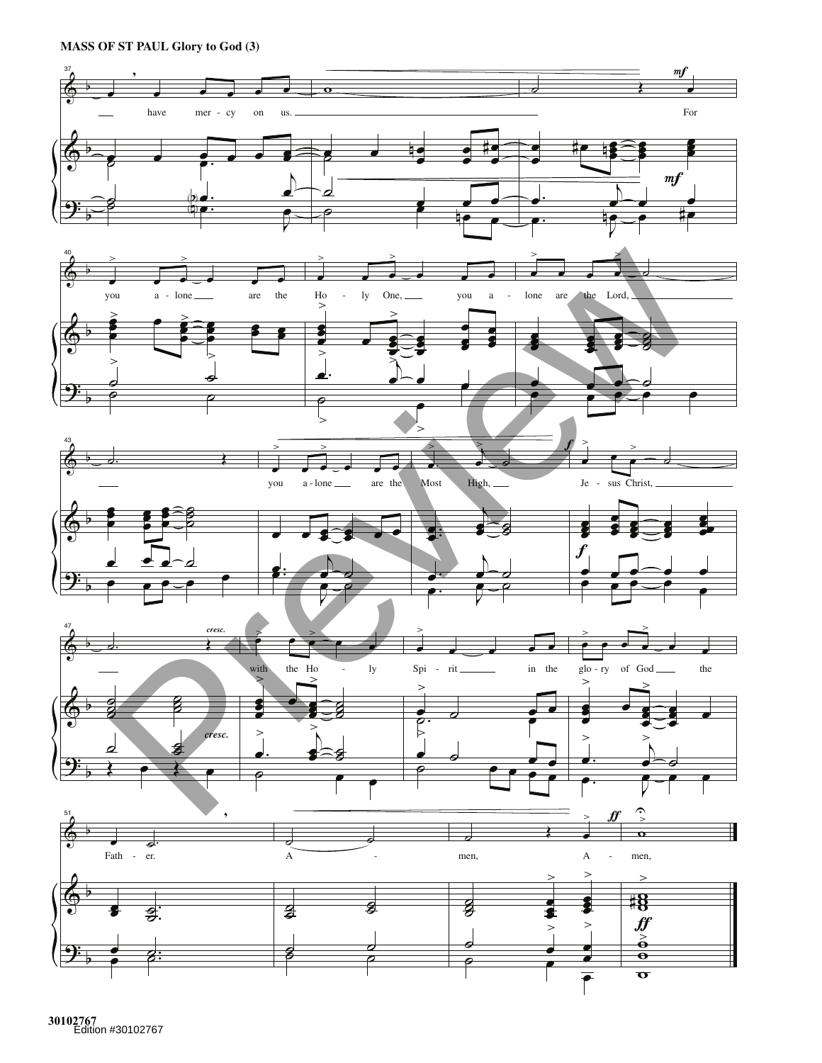**MASS OF ST PAUL Glory to God (3)**

have mercy on us. For you alone are the Holy One, you alone are the Lord, you alone are the Most High, Jesus Christ, with the Holy Spirit in the glory of God the Father. Amen, Amen,

30102767
Edition #30102767